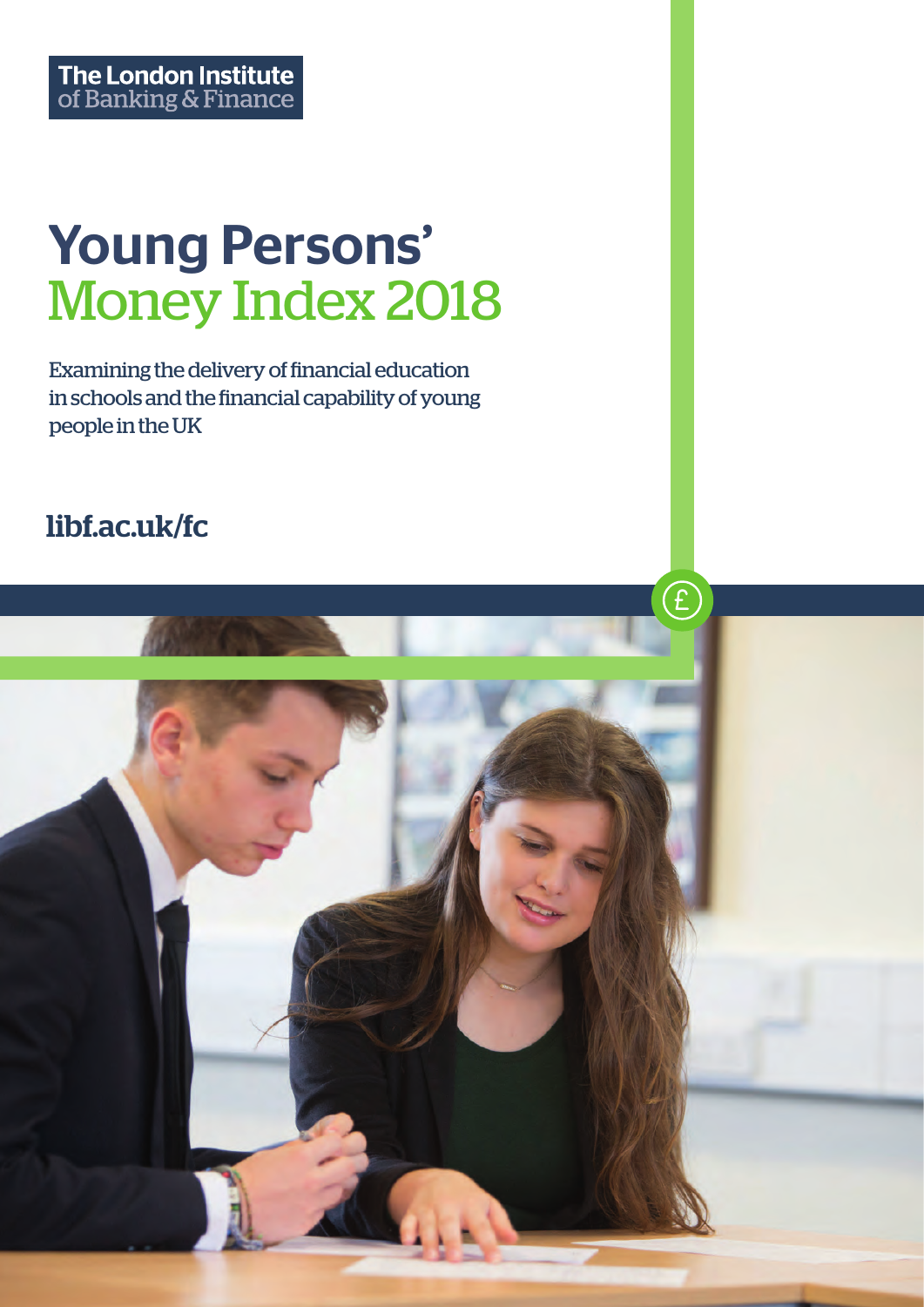The London Institute of Banking & Finance

# Young Persons' Money Index 2018

Examining the delivery of financial education in schools and the financial capability of young people in the UK

libf.ac.uk/fc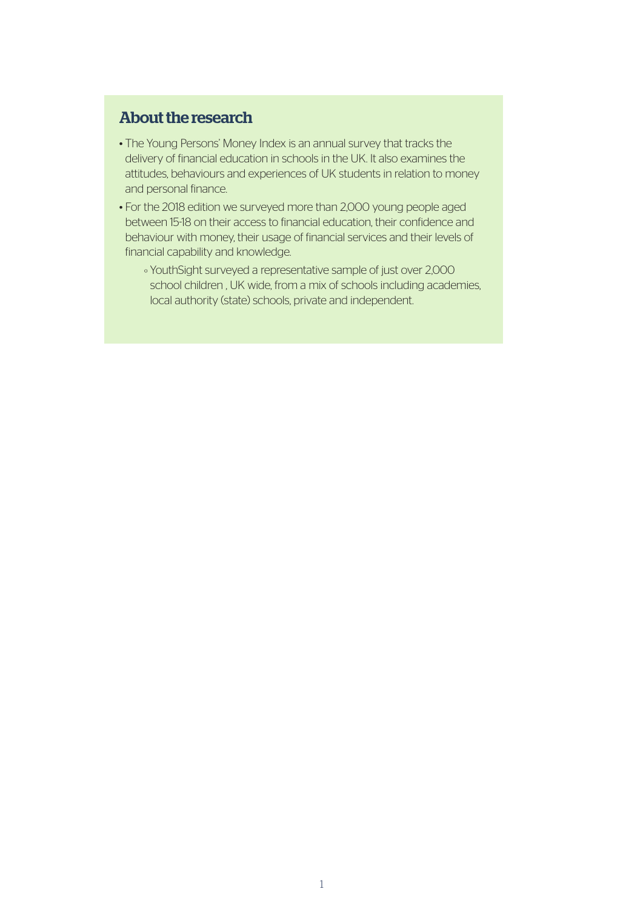## About the research

- The Young Persons' Money Index is an annual survey that tracks the delivery of financial education in schools in the UK. It also examines the attitudes, behaviours and experiences of UK students in relation to money and personal finance.
- For the 2018 edition we surveyed more than 2,000 young people aged between 15-18 on their access to financial education, their confidence and behaviour with money, their usage of financial services and their levels of financial capability and knowledge.
    - YouthSight surveyed a representative sample of just over 2,000 school children , UK wide, from a mix of schools including academies, local authority (state) schools, private and independent.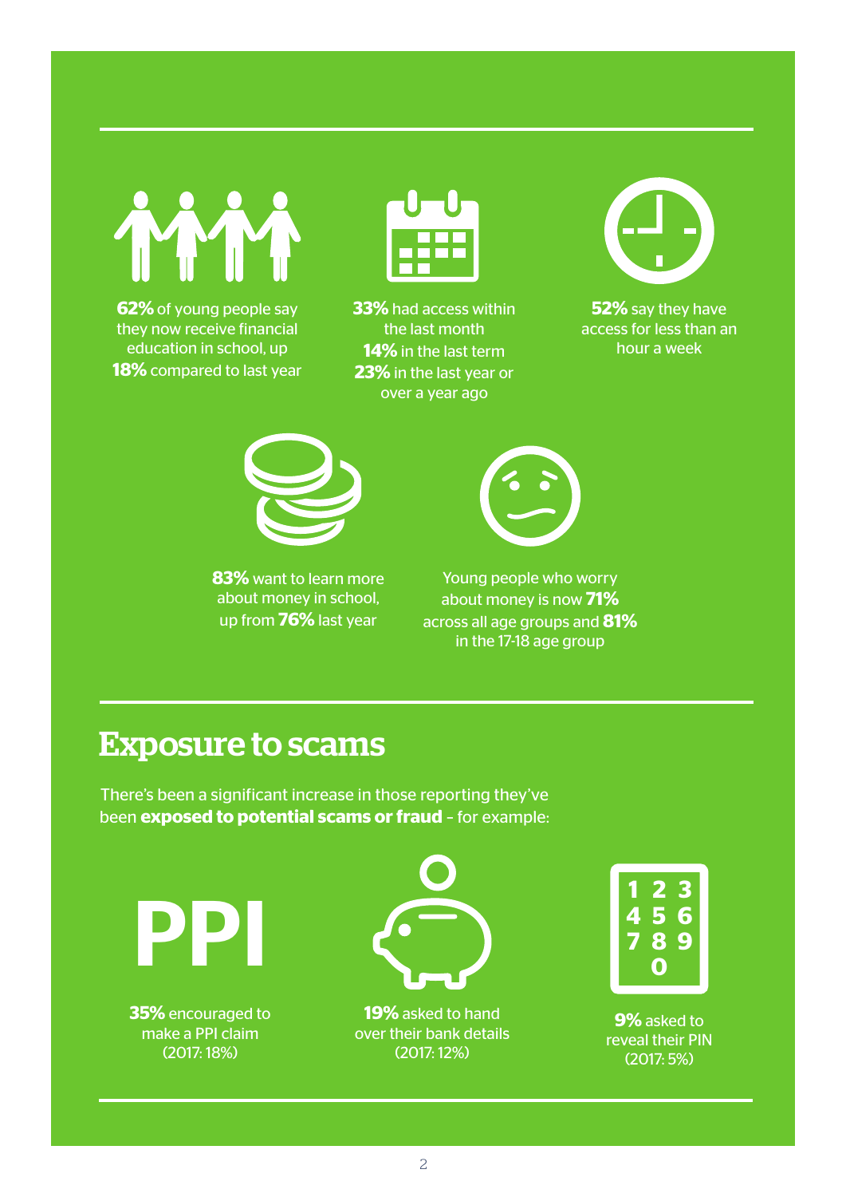**62%** of young people say they now receive financial education in school, up **18%** compared to last year

**33%** had access within the last month
**14%** in the last term
**23%** in the last year or over a year ago

**52%** say they have access for less than an hour a week

**83%** want to learn more about money in school, up from **76%** last year

Young people who worry about money is now **71%** across all age groups and **81%** in the 17-18 age group

## Exposure to scams

There's been a significant increase in those reporting they've been **exposed to potential scams or fraud** – for example:

PPI

**35%** encouraged to make a PPI claim (2017: 18%)

**19%** asked to hand over their bank details (2017: 12%)

**9%** asked to reveal their PIN (2017: 5%)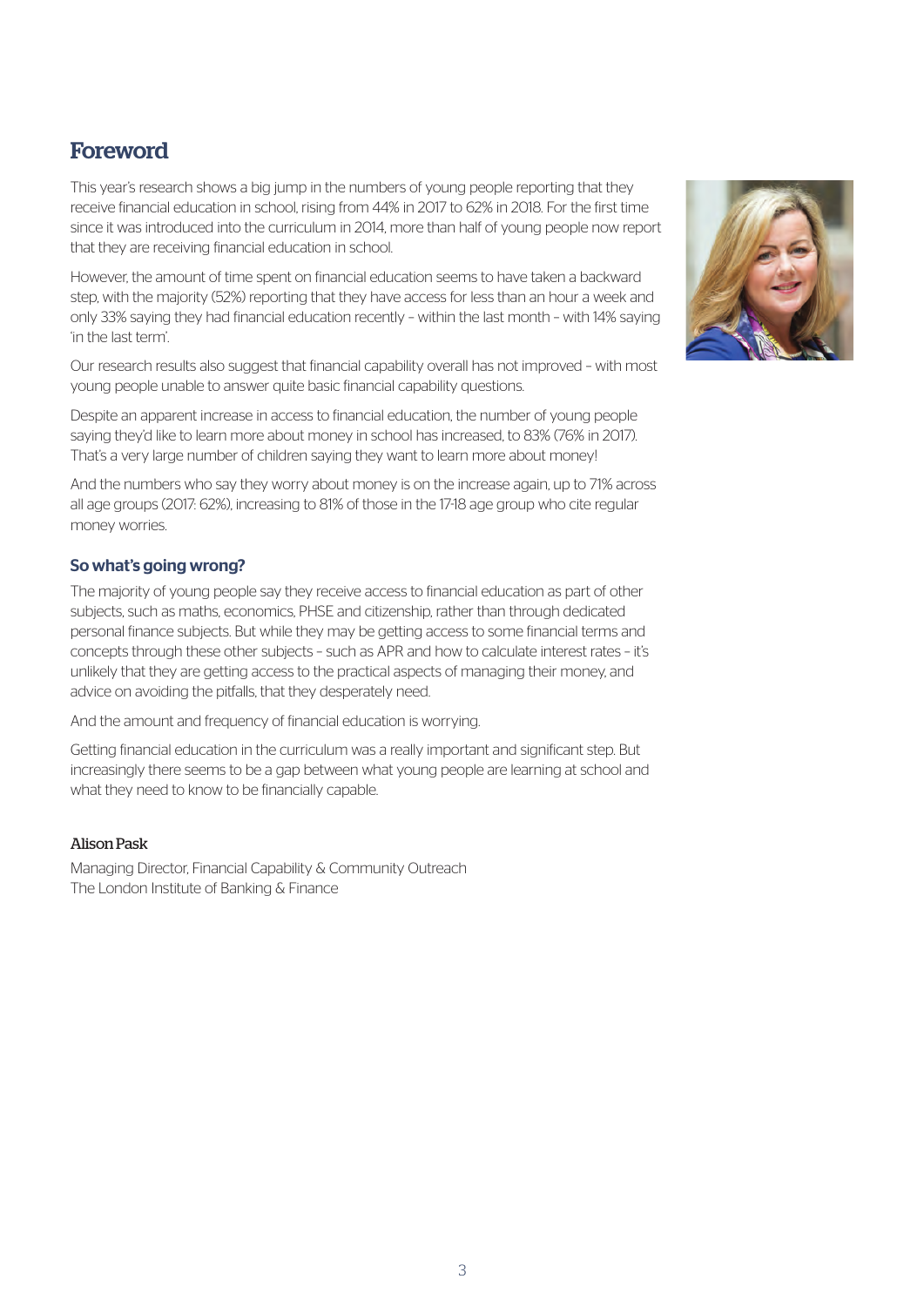## Foreword

This year's research shows a big jump in the numbers of young people reporting that they receive financial education in school, rising from 44% in 2017 to 62% in 2018. For the first time since it was introduced into the curriculum in 2014, more than half of young people now report that they are receiving financial education in school.

However, the amount of time spent on financial education seems to have taken a backward step, with the majority (52%) reporting that they have access for less than an hour a week and only 33% saying they had financial education recently – within the last month – with 14% saying 'in the last term'.

Our research results also suggest that financial capability overall has not improved – with most young people unable to answer quite basic financial capability questions.

Despite an apparent increase in access to financial education, the number of young people saying they'd like to learn more about money in school has increased, to 83% (76% in 2017). That's a very large number of children saying they want to learn more about money!

And the numbers who say they worry about money is on the increase again, up to 71% across all age groups (2017: 62%), increasing to 81% of those in the 17-18 age group who cite regular money worries.

### So what's going wrong?

The majority of young people say they receive access to financial education as part of other subjects, such as maths, economics, PHSE and citizenship, rather than through dedicated personal finance subjects. But while they may be getting access to some financial terms and concepts through these other subjects – such as APR and how to calculate interest rates – it's unlikely that they are getting access to the practical aspects of managing their money, and advice on avoiding the pitfalls, that they desperately need.

And the amount and frequency of financial education is worrying.

Getting financial education in the curriculum was a really important and significant step. But increasingly there seems to be a gap between what young people are learning at school and what they need to know to be financially capable.

**Alison Pask**

Managing Director, Financial Capability & Community Outreach
The London Institute of Banking & Finance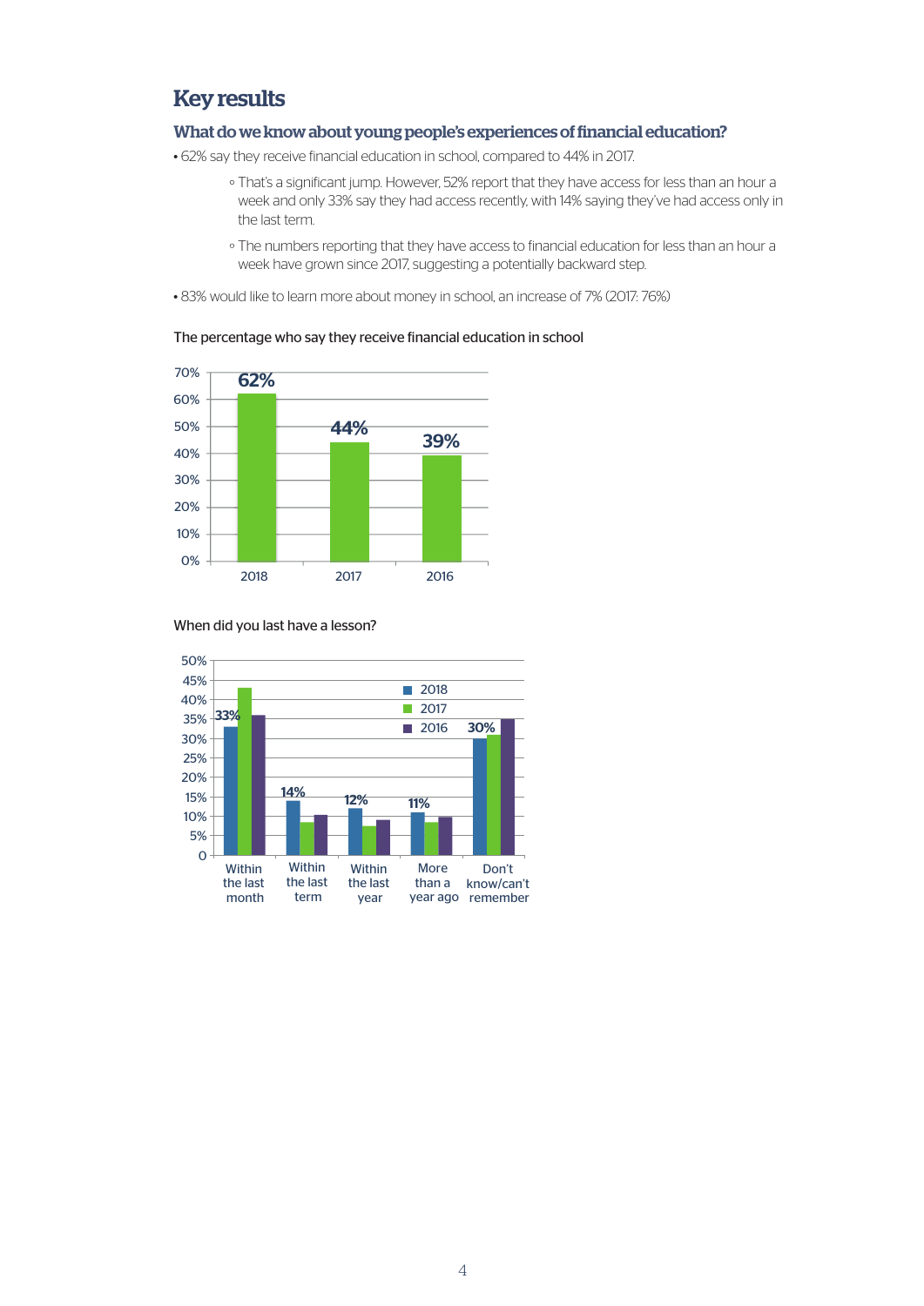## Key results

### What do we know about young people's experiences of financial education?

- 62% say they receive financial education in school, compared to 44% in 2017.
    - That's a significant jump. However, 52% report that they have access for less than an hour a week and only 33% say they had access recently, with 14% saying they've had access only in the last term.
    - The numbers reporting that they have access to financial education for less than an hour a week have grown since 2017, suggesting a potentially backward step.
- 83% would like to learn more about money in school, an increase of 7% (2017: 76%)

The percentage who say they receive financial education in school

| Year | Percentage |
|---|---|
| 2018 | 62% |
| 2017 | 44% |
| 2016 | 39% |

When did you last have a lesson?

| | 2018 | 2017 | 2016 |
|---|---|---|---|
| Within the last month | 33% | | |
| Within the last term | 14% | | |
| Within the last year | 12% | | |
| More than a year ago | 11% | | |
| Don't know/can't remember | 30% | | |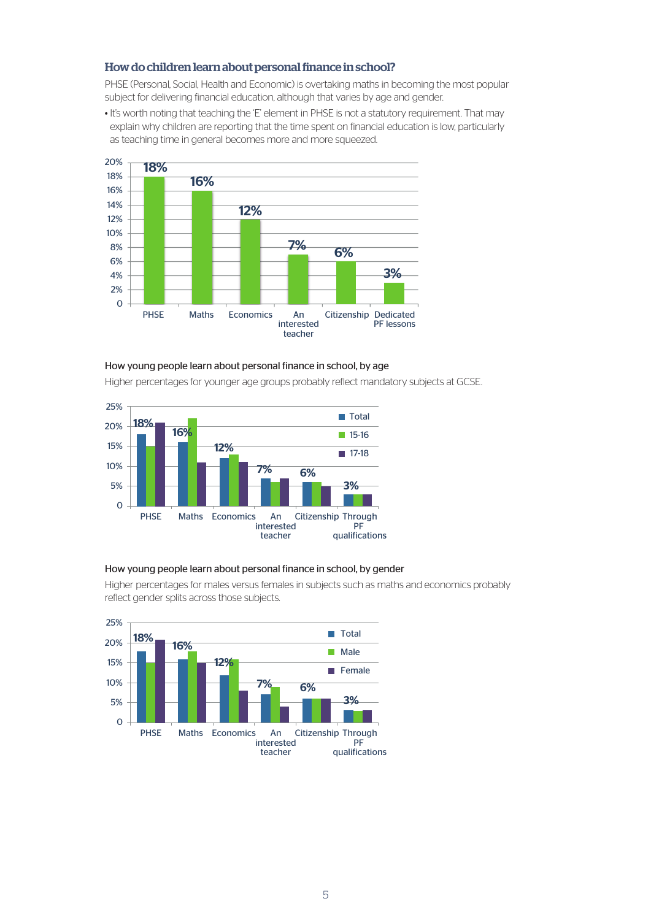### How do children learn about personal finance in school?

PHSE (Personal, Social, Health and Economic) is overtaking maths in becoming the most popular subject for delivering financial education, although that varies by age and gender.

- It's worth noting that teaching the 'E' element in PHSE is not a statutory requirement. That may explain why children are reporting that the time spent on financial education is low, particularly as teaching time in general becomes more and more squeezed.

| Subject | % |
|---|---|
| PHSE | 18% |
| Maths | 16% |
| Economics | 12% |
| An interested teacher | 7% |
| Citizenship | 6% |
| Dedicated PF lessons | 3% |

How young people learn about personal finance in school, by age

Higher percentages for younger age groups probably reflect mandatory subjects at GCSE.

| Subject | Total | 15-16 | 17-18 |
|---|---|---|---|
| PHSE | 18% | 15% | 21% |
| Maths | 16% | 22% | 11% |
| Economics | 12% | 13% | 11% |
| An interested teacher | 7% | 6% | 7% |
| Citizenship | 6% | 6% | 5% |
| Through PF qualifications | 3% | 3% | 3% |

How young people learn about personal finance in school, by gender

Higher percentages for males versus females in subjects such as maths and economics probably reflect gender splits across those subjects.

| Subject | Total | Male | Female |
|---|---|---|---|
| PHSE | 18% | 15% | 21% |
| Maths | 16% | 18% | 15% |
| Economics | 12% | 16% | 8% |
| An interested teacher | 7% | 9% | 4% |
| Citizenship | 6% | 6% | 6% |
| Through PF qualifications | 3% | 3% | 3% |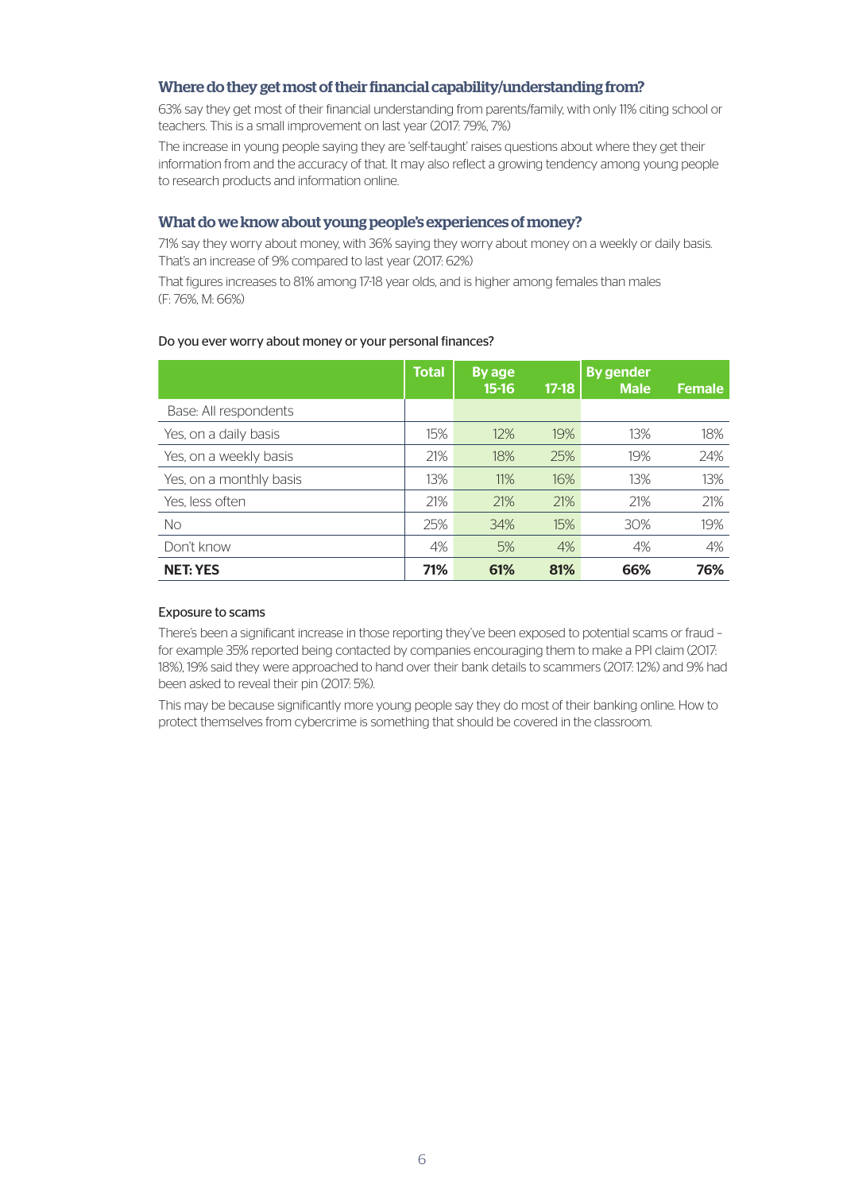### Where do they get most of their financial capability/understanding from?

63% say they get most of their financial understanding from parents/family, with only 11% citing school or teachers. This is a small improvement on last year (2017: 79%, 7%)

The increase in young people saying they are 'self-taught' raises questions about where they get their information from and the accuracy of that. It may also reflect a growing tendency among young people to research products and information online.

### What do we know about young people's experiences of money?

71% say they worry about money, with 36% saying they worry about money on a weekly or daily basis. That's an increase of 9% compared to last year (2017: 62%)

That figures increases to 81% among 17-18 year olds, and is higher among females than males (F: 76%, M: 66%)

Do you ever worry about money or your personal finances?

| | Total | By age 15-16 | 17-18 | By gender Male | Female |
|---|---|---|---|---|---|
| Base: All respondents | | | | | |
| Yes, on a daily basis | 15% | 12% | 19% | 13% | 18% |
| Yes, on a weekly basis | 21% | 18% | 25% | 19% | 24% |
| Yes, on a monthly basis | 13% | 11% | 16% | 13% | 13% |
| Yes, less often | 21% | 21% | 21% | 21% | 21% |
| No | 25% | 34% | 15% | 30% | 19% |
| Don't know | 4% | 5% | 4% | 4% | 4% |
| **NET: YES** | **71%** | **61%** | **81%** | **66%** | **76%** |

#### Exposure to scams

There's been a significant increase in those reporting they've been exposed to potential scams or fraud – for example 35% reported being contacted by companies encouraging them to make a PPI claim (2017: 18%), 19% said they were approached to hand over their bank details to scammers (2017: 12%) and 9% had been asked to reveal their pin (2017: 5%).

This may be because significantly more young people say they do most of their banking online. How to protect themselves from cybercrime is something that should be covered in the classroom.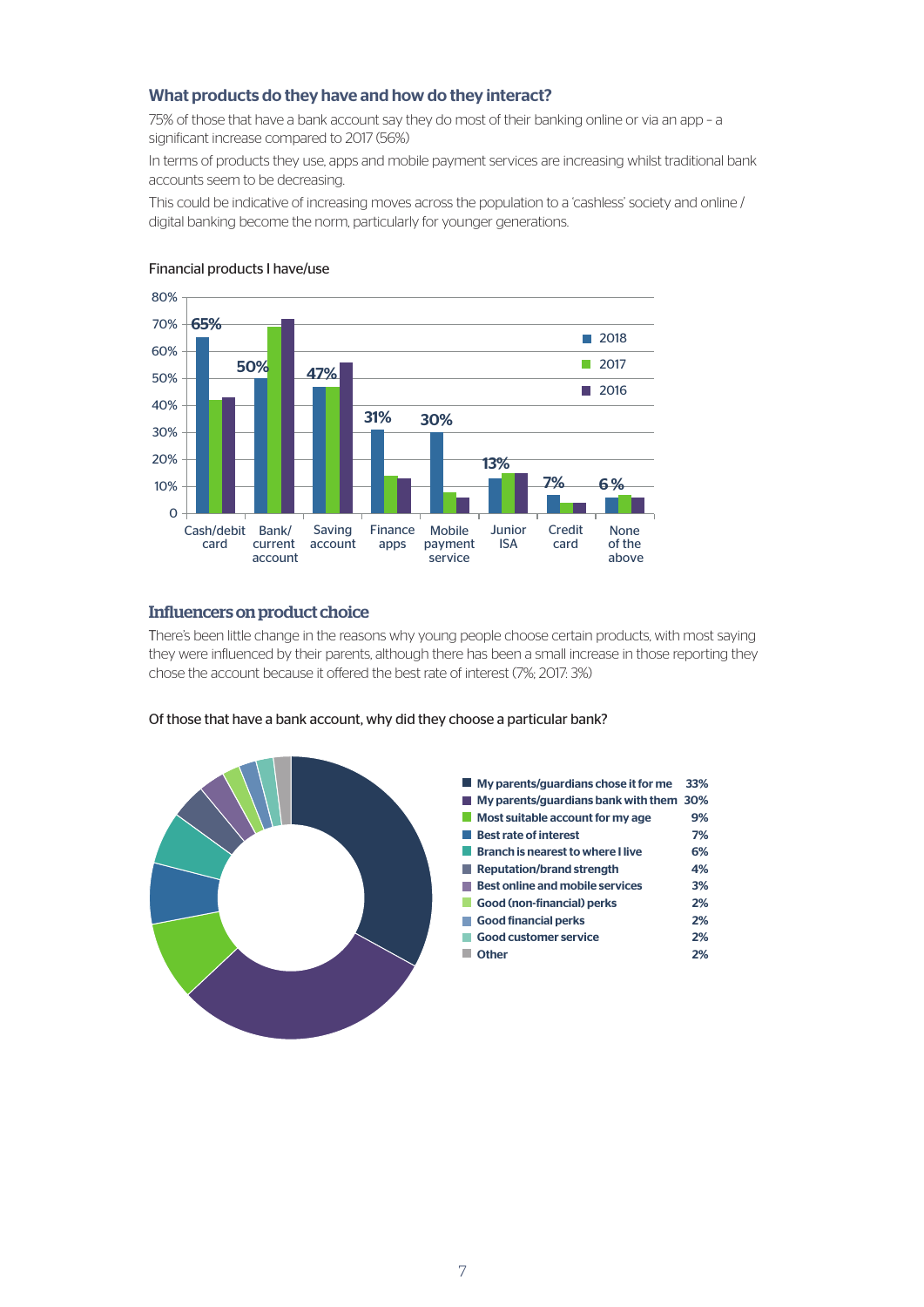### What products do they have and how do they interact?

75% of those that have a bank account say they do most of their banking online or via an app – a significant increase compared to 2017 (56%)

In terms of products they use, apps and mobile payment services are increasing whilst traditional bank accounts seem to be decreasing.

This could be indicative of increasing moves across the population to a 'cashless' society and online / digital banking become the norm, particularly for younger generations.

Financial products I have/use

| Product | 2018 |
|---|---|
| Cash/debit card | 65% |
| Bank/ current account | 50% |
| Saving account | 47% |
| Finance apps | 31% |
| Mobile payment service | 30% |
| Junior ISA | 13% |
| Credit card | 7% |
| None of the above | 6% |

### Influencers on product choice

There's been little change in the reasons why young people choose certain products, with most saying they were influenced by their parents, although there has been a small increase in those reporting they chose the account because it offered the best rate of interest (7%; 2017: 3%)

Of those that have a bank account, why did they choose a particular bank?

| Reason | % |
|---|---|
| My parents/guardians chose it for me | 33% |
| My parents/guardians bank with them | 30% |
| Most suitable account for my age | 9% |
| Best rate of interest | 7% |
| Branch is nearest to where I live | 6% |
| Reputation/brand strength | 4% |
| Best online and mobile services | 3% |
| Good (non-financial) perks | 2% |
| Good financial perks | 2% |
| Good customer service | 2% |
| Other | 2% |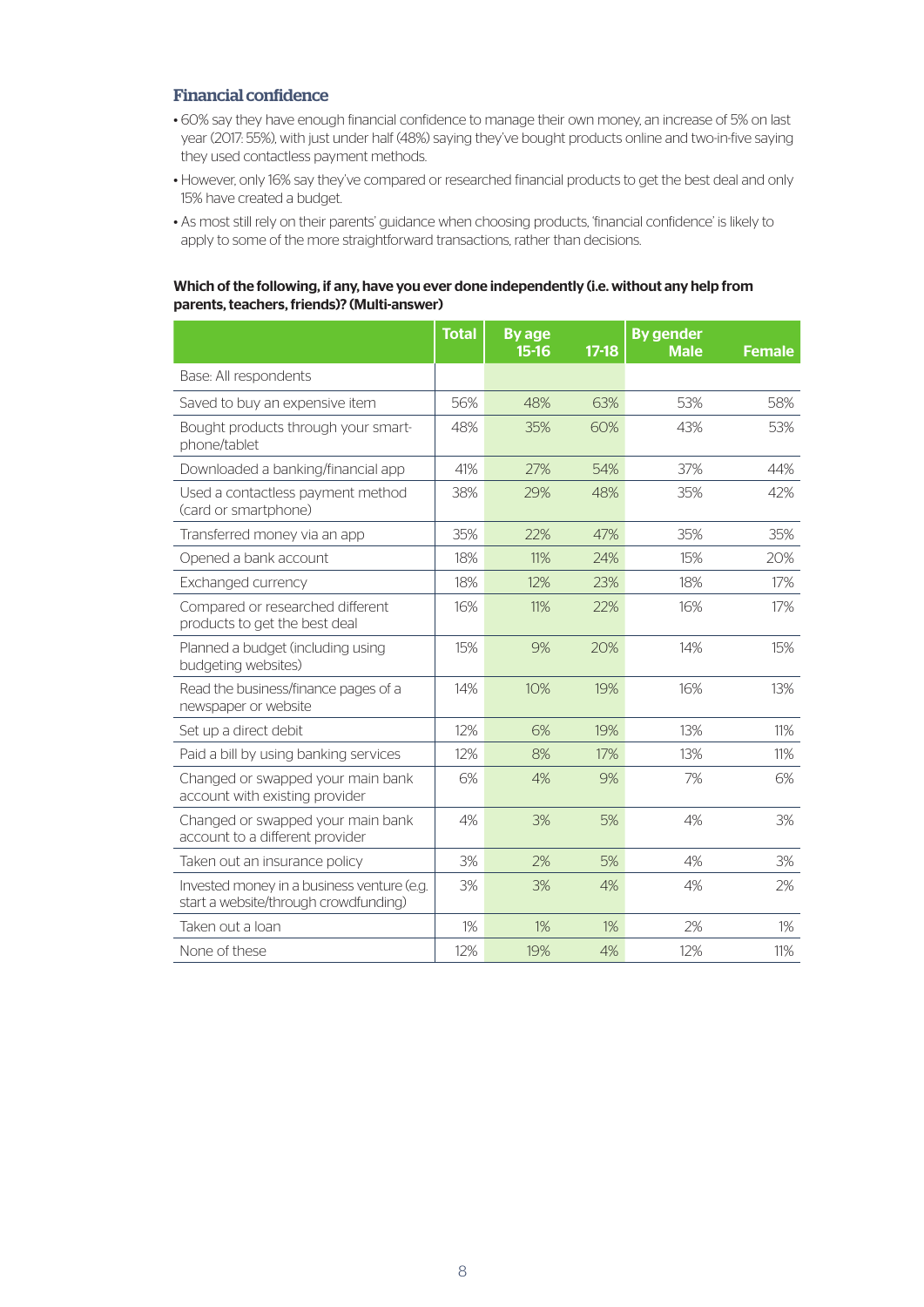## Financial confidence

- 60% say they have enough financial confidence to manage their own money, an increase of 5% on last year (2017: 55%), with just under half (48%) saying they've bought products online and two-in-five saying they used contactless payment methods.
- However, only 16% say they've compared or researched financial products to get the best deal and only 15% have created a budget.
- As most still rely on their parents' guidance when choosing products, 'financial confidence' is likely to apply to some of the more straightforward transactions, rather than decisions.

**Which of the following, if any, have you ever done independently (i.e. without any help from parents, teachers, friends)? (Multi-answer)**

| | Total | By age | | By gender | |
|---|---|---|---|---|---|
| | | 15-16 | 17-18 | Male | Female |
| Base: All respondents | | | | | |
| Saved to buy an expensive item | 56% | 48% | 63% | 53% | 58% |
| Bought products through your smart-phone/tablet | 48% | 35% | 60% | 43% | 53% |
| Downloaded a banking/financial app | 41% | 27% | 54% | 37% | 44% |
| Used a contactless payment method (card or smartphone) | 38% | 29% | 48% | 35% | 42% |
| Transferred money via an app | 35% | 22% | 47% | 35% | 35% |
| Opened a bank account | 18% | 11% | 24% | 15% | 20% |
| Exchanged currency | 18% | 12% | 23% | 18% | 17% |
| Compared or researched different products to get the best deal | 16% | 11% | 22% | 16% | 17% |
| Planned a budget (including using budgeting websites) | 15% | 9% | 20% | 14% | 15% |
| Read the business/finance pages of a newspaper or website | 14% | 10% | 19% | 16% | 13% |
| Set up a direct debit | 12% | 6% | 19% | 13% | 11% |
| Paid a bill by using banking services | 12% | 8% | 17% | 13% | 11% |
| Changed or swapped your main bank account with existing provider | 6% | 4% | 9% | 7% | 6% |
| Changed or swapped your main bank account to a different provider | 4% | 3% | 5% | 4% | 3% |
| Taken out an insurance policy | 3% | 2% | 5% | 4% | 3% |
| Invested money in a business venture (e.g. start a website/through crowdfunding) | 3% | 3% | 4% | 4% | 2% |
| Taken out a loan | 1% | 1% | 1% | 2% | 1% |
| None of these | 12% | 19% | 4% | 12% | 11% |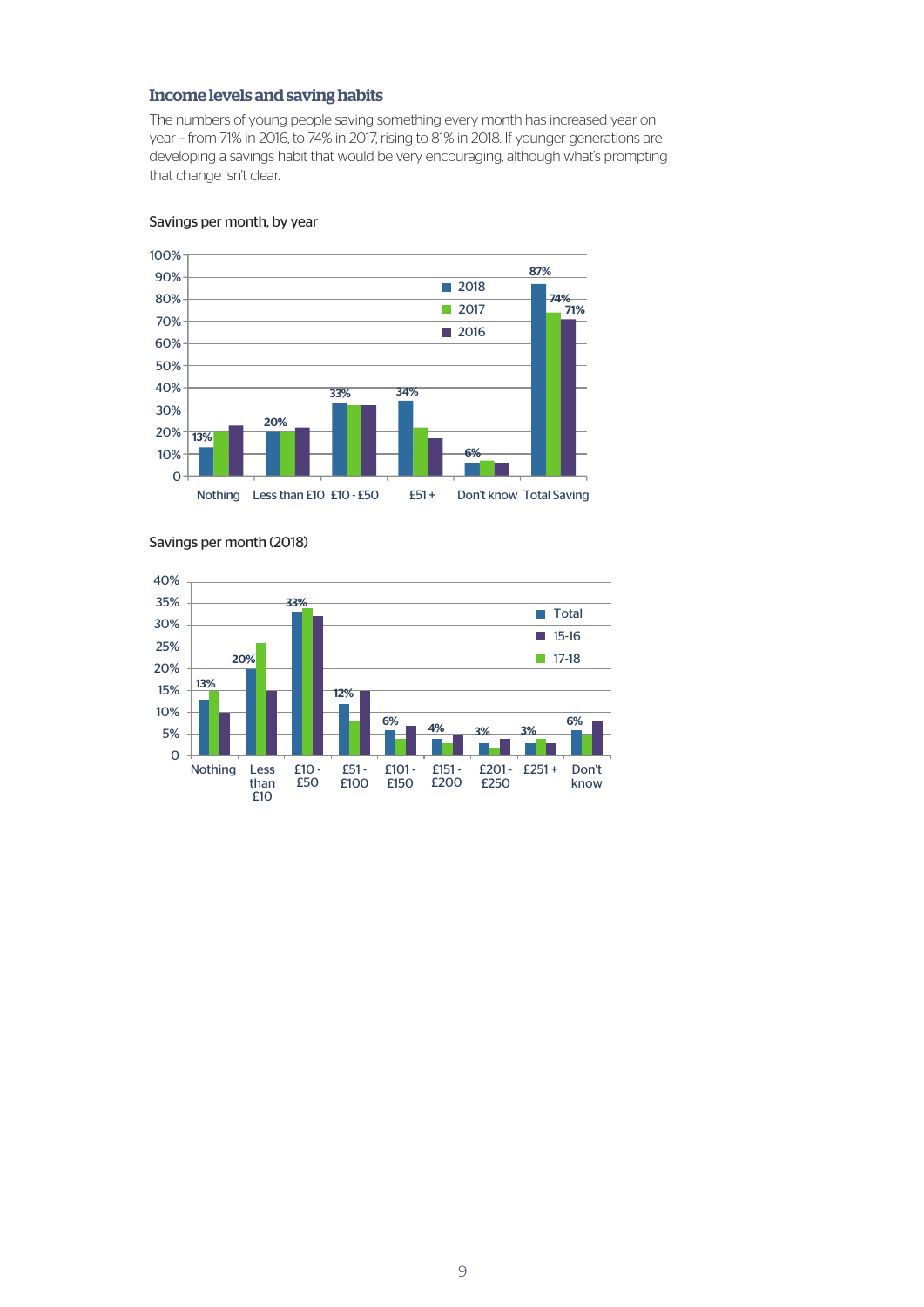## Income levels and saving habits

The numbers of young people saving something every month has increased year on year – from 71% in 2016, to 74% in 2017, rising to 81% in 2018. If younger generations are developing a savings habit that would be very encouraging, although what's prompting that change isn't clear.

Savings per month, by year

| | 2018 | 2017 | 2016 |
|---|---|---|---|
| Nothing | 13% | | |
| Less than £10 | 20% | | |
| £10 - £50 | 33% | | |
| £51 + | 34% | | |
| Don't know | 6% | | |
| Total Saving | 87% | 74% | 71% |

Savings per month (2018)

| | Total | 15-16 | 17-18 |
|---|---|---|---|
| Nothing | 13% | | |
| Less than £10 | 20% | | |
| £10 - £50 | 33% | | |
| £51 - £100 | 12% | | |
| £101 - £150 | 6% | | |
| £151 - £200 | 4% | | |
| £201 - £250 | 3% | | |
| £251 + | 3% | | |
| Don't know | 6% | | |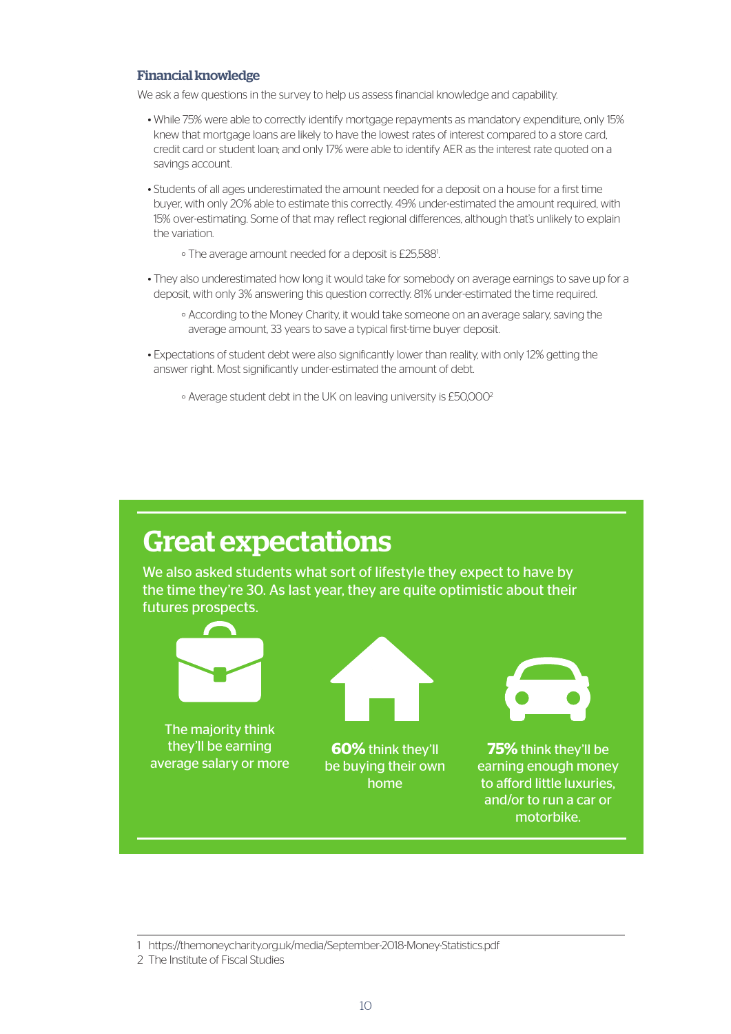### Financial knowledge

We ask a few questions in the survey to help us assess financial knowledge and capability.

- While 75% were able to correctly identify mortgage repayments as mandatory expenditure, only 15% knew that mortgage loans are likely to have the lowest rates of interest compared to a store card, credit card or student loan; and only 17% were able to identify AER as the interest rate quoted on a savings account.
- Students of all ages underestimated the amount needed for a deposit on a house for a first time buyer, with only 20% able to estimate this correctly. 49% under-estimated the amount required, with 15% over-estimating. Some of that may reflect regional differences, although that's unlikely to explain the variation.
    - The average amount needed for a deposit is £25,588[1].
- They also underestimated how long it would take for somebody on average earnings to save up for a deposit, with only 3% answering this question correctly. 81% under-estimated the time required.
    - According to the Money Charity, it would take someone on an average salary, saving the average amount, 33 years to save a typical first-time buyer deposit.
- Expectations of student debt were also significantly lower than reality, with only 12% getting the answer right. Most significantly under-estimated the amount of debt.
    - Average student debt in the UK on leaving university is £50,000[2]

## Great expectations

We also asked students what sort of lifestyle they expect to have by the time they're 30. As last year, they are quite optimistic about their futures prospects.

The majority think they'll be earning average salary or more

**60%** think they'll be buying their own home

**75%** think they'll be earning enough money to afford little luxuries, and/or to run a car or motorbike.

---

1 https://themoneycharity.org.uk/media/September-2018-Money-Statistics.pdf

2 The Institute of Fiscal Studies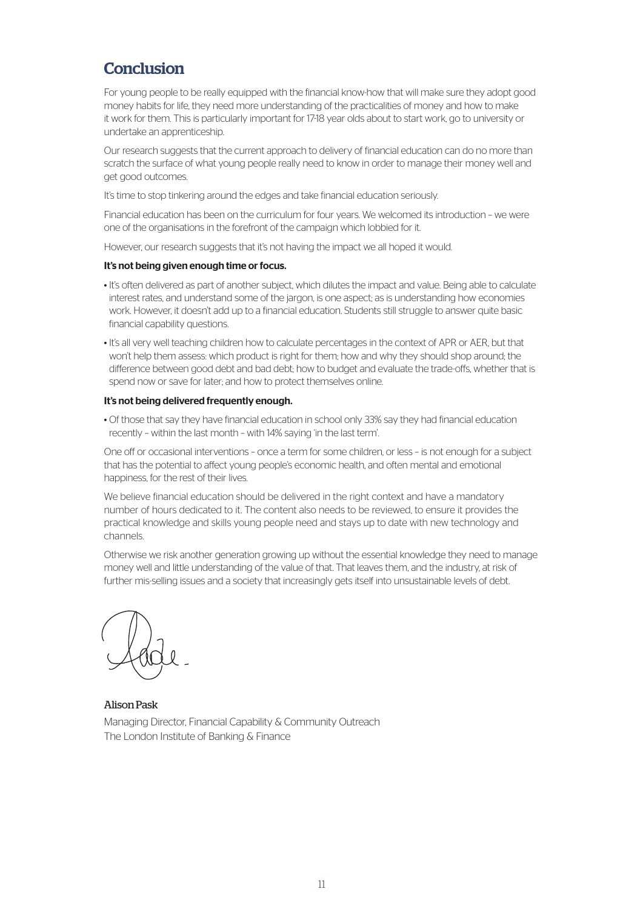## Conclusion

For young people to be really equipped with the financial know-how that will make sure they adopt good money habits for life, they need more understanding of the practicalities of money and how to make it work for them. This is particularly important for 17-18 year olds about to start work, go to university or undertake an apprenticeship.

Our research suggests that the current approach to delivery of financial education can do no more than scratch the surface of what young people really need to know in order to manage their money well and get good outcomes.

It's time to stop tinkering around the edges and take financial education seriously.

Financial education has been on the curriculum for four years. We welcomed its introduction – we were one of the organisations in the forefront of the campaign which lobbied for it.

However, our research suggests that it's not having the impact we all hoped it would.

**It's not being given enough time or focus.**

- It's often delivered as part of another subject, which dilutes the impact and value. Being able to calculate interest rates, and understand some of the jargon, is one aspect; as is understanding how economies work. However, it doesn't add up to a financial education. Students still struggle to answer quite basic financial capability questions.
- It's all very well teaching children how to calculate percentages in the context of APR or AER, but that won't help them assess: which product is right for them; how and why they should shop around; the difference between good debt and bad debt; how to budget and evaluate the trade-offs, whether that is spend now or save for later; and how to protect themselves online.

**It's not being delivered frequently enough.**

- Of those that say they have financial education in school only 33% say they had financial education recently – within the last month – with 14% saying 'in the last term'.

One off or occasional interventions – once a term for some children, or less – is not enough for a subject that has the potential to affect young people's economic health, and often mental and emotional happiness, for the rest of their lives.

We believe financial education should be delivered in the right context and have a mandatory number of hours dedicated to it. The content also needs to be reviewed, to ensure it provides the practical knowledge and skills young people need and stays up to date with new technology and channels.

Otherwise we risk another generation growing up without the essential knowledge they need to manage money well and little understanding of the value of that. That leaves them, and the industry, at risk of further mis-selling issues and a society that increasingly gets itself into unsustainable levels of debt.

Alison Pask
Managing Director, Financial Capability & Community Outreach
The London Institute of Banking & Finance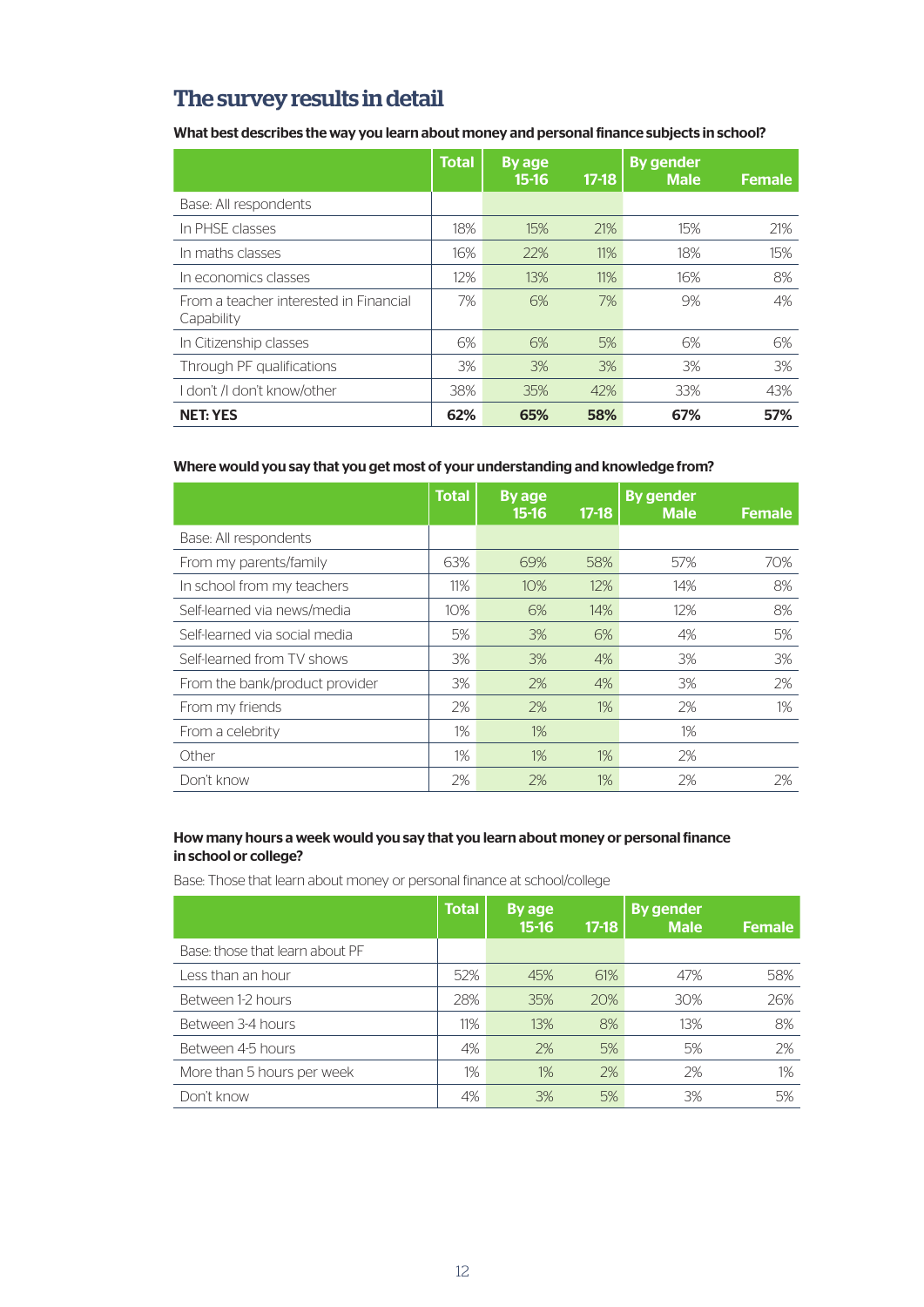## The survey results in detail

**What best describes the way you learn about money and personal finance subjects in school?**

| | Total | By age 15-16 | 17-18 | By gender Male | Female |
|---|---|---|---|---|---|
| Base: All respondents | | | | | |
| In PHSE classes | 18% | 15% | 21% | 15% | 21% |
| In maths classes | 16% | 22% | 11% | 18% | 15% |
| In economics classes | 12% | 13% | 11% | 16% | 8% |
| From a teacher interested in Financial Capability | 7% | 6% | 7% | 9% | 4% |
| In Citizenship classes | 6% | 6% | 5% | 6% | 6% |
| Through PF qualifications | 3% | 3% | 3% | 3% | 3% |
| I don't /I don't know/other | 38% | 35% | 42% | 33% | 43% |
| **NET: YES** | **62%** | **65%** | **58%** | **67%** | **57%** |

**Where would you say that you get most of your understanding and knowledge from?**

| | Total | By age 15-16 | 17-18 | By gender Male | Female |
|---|---|---|---|---|---|
| Base: All respondents | | | | | |
| From my parents/family | 63% | 69% | 58% | 57% | 70% |
| In school from my teachers | 11% | 10% | 12% | 14% | 8% |
| Self-learned via news/media | 10% | 6% | 14% | 12% | 8% |
| Self-learned via social media | 5% | 3% | 6% | 4% | 5% |
| Self-learned from TV shows | 3% | 3% | 4% | 3% | 3% |
| From the bank/product provider | 3% | 2% | 4% | 3% | 2% |
| From my friends | 2% | 2% | 1% | 2% | 1% |
| From a celebrity | 1% | 1% | | 1% | |
| Other | 1% | 1% | 1% | 2% | |
| Don't know | 2% | 2% | 1% | 2% | 2% |

**How many hours a week would you say that you learn about money or personal finance in school or college?**

Base: Those that learn about money or personal finance at school/college

| | Total | By age 15-16 | 17-18 | By gender Male | Female |
|---|---|---|---|---|---|
| Base: those that learn about PF | | | | | |
| Less than an hour | 52% | 45% | 61% | 47% | 58% |
| Between 1-2 hours | 28% | 35% | 20% | 30% | 26% |
| Between 3-4 hours | 11% | 13% | 8% | 13% | 8% |
| Between 4-5 hours | 4% | 2% | 5% | 5% | 2% |
| More than 5 hours per week | 1% | 1% | 2% | 2% | 1% |
| Don't know | 4% | 3% | 5% | 3% | 5% |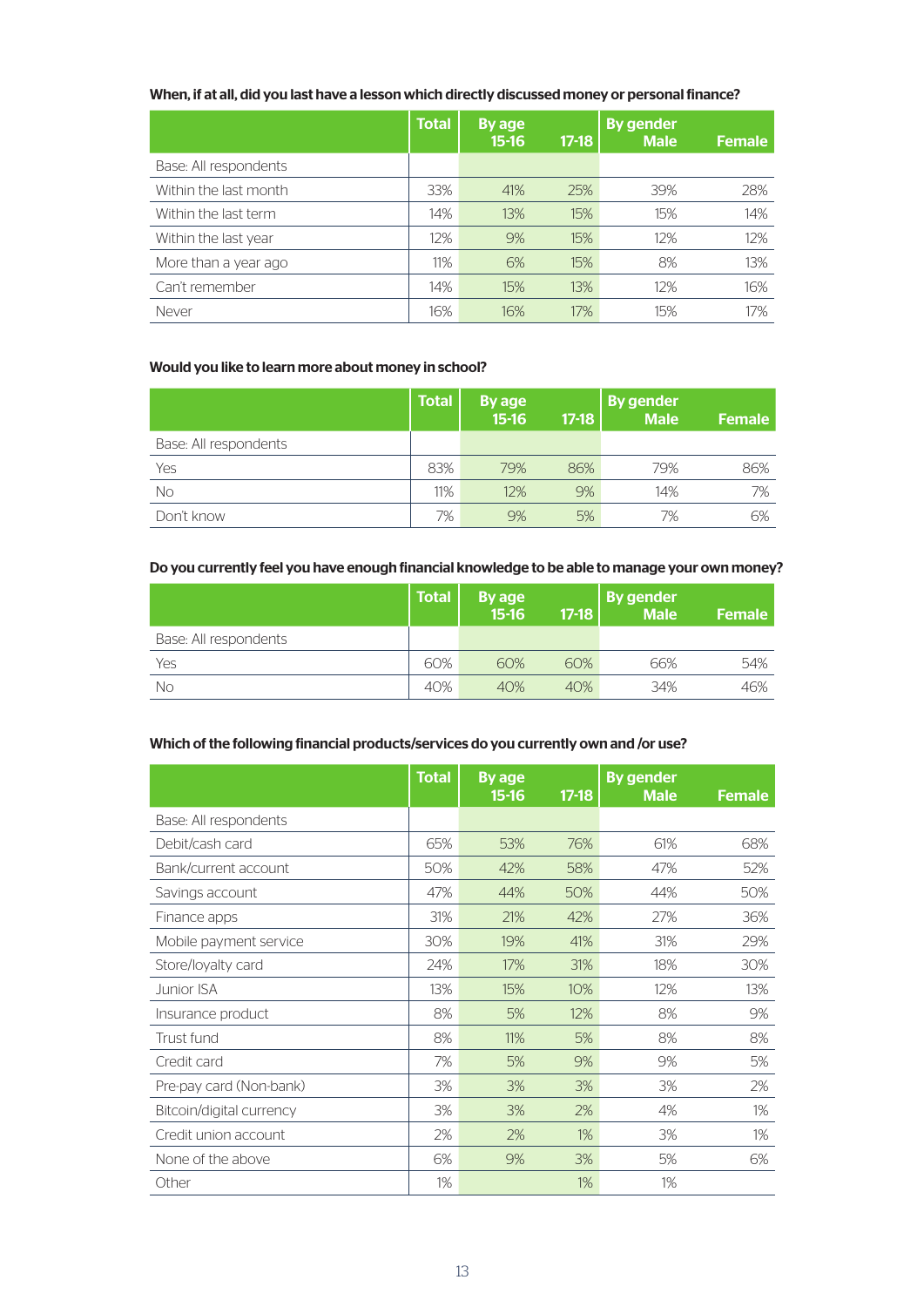**When, if at all, did you last have a lesson which directly discussed money or personal finance?**

| | Total | By age 15-16 | 17-18 | By gender Male | Female |
|---|---|---|---|---|---|
| Base: All respondents | | | | | |
| Within the last month | 33% | 41% | 25% | 39% | 28% |
| Within the last term | 14% | 13% | 15% | 15% | 14% |
| Within the last year | 12% | 9% | 15% | 12% | 12% |
| More than a year ago | 11% | 6% | 15% | 8% | 13% |
| Can't remember | 14% | 15% | 13% | 12% | 16% |
| Never | 16% | 16% | 17% | 15% | 17% |

**Would you like to learn more about money in school?**

| | Total | By age 15-16 | 17-18 | By gender Male | Female |
|---|---|---|---|---|---|
| Base: All respondents | | | | | |
| Yes | 83% | 79% | 86% | 79% | 86% |
| No | 11% | 12% | 9% | 14% | 7% |
| Don't know | 7% | 9% | 5% | 7% | 6% |

**Do you currently feel you have enough financial knowledge to be able to manage your own money?**

| | Total | By age 15-16 | 17-18 | By gender Male | Female |
|---|---|---|---|---|---|
| Base: All respondents | | | | | |
| Yes | 60% | 60% | 60% | 66% | 54% |
| No | 40% | 40% | 40% | 34% | 46% |

**Which of the following financial products/services do you currently own and /or use?**

| | Total | By age 15-16 | 17-18 | By gender Male | Female |
|---|---|---|---|---|---|
| Base: All respondents | | | | | |
| Debit/cash card | 65% | 53% | 76% | 61% | 68% |
| Bank/current account | 50% | 42% | 58% | 47% | 52% |
| Savings account | 47% | 44% | 50% | 44% | 50% |
| Finance apps | 31% | 21% | 42% | 27% | 36% |
| Mobile payment service | 30% | 19% | 41% | 31% | 29% |
| Store/loyalty card | 24% | 17% | 31% | 18% | 30% |
| Junior ISA | 13% | 15% | 10% | 12% | 13% |
| Insurance product | 8% | 5% | 12% | 8% | 9% |
| Trust fund | 8% | 11% | 5% | 8% | 8% |
| Credit card | 7% | 5% | 9% | 9% | 5% |
| Pre-pay card (Non-bank) | 3% | 3% | 3% | 3% | 2% |
| Bitcoin/digital currency | 3% | 3% | 2% | 4% | 1% |
| Credit union account | 2% | 2% | 1% | 3% | 1% |
| None of the above | 6% | 9% | 3% | 5% | 6% |
| Other | 1% | | 1% | 1% | |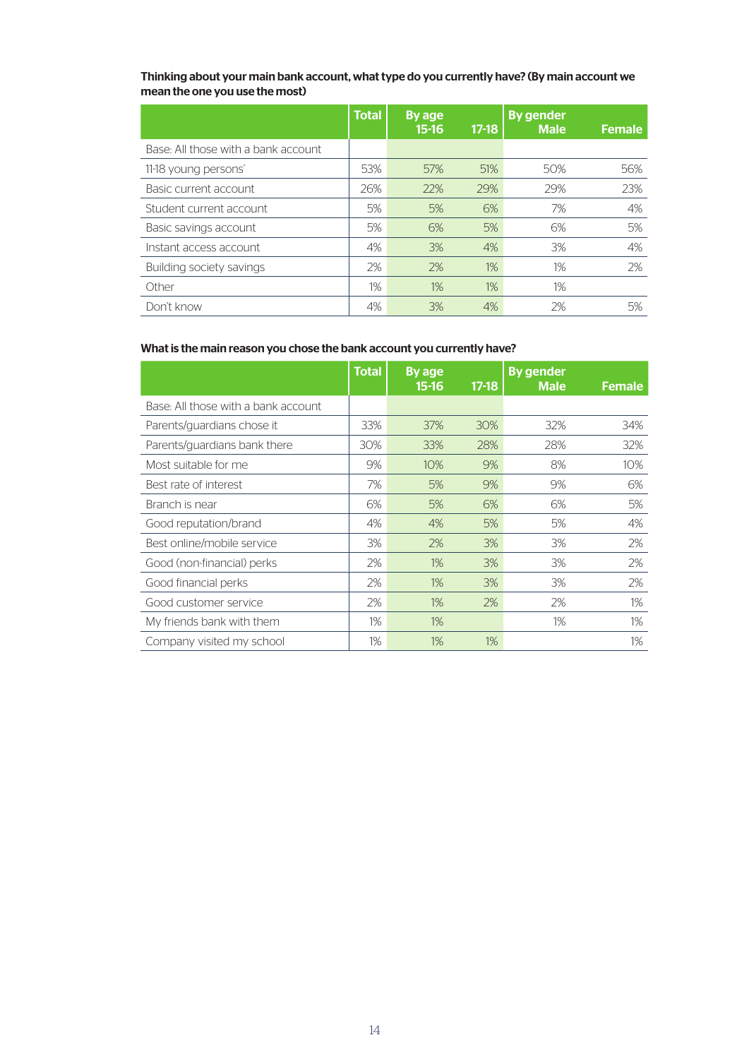**Thinking about your main bank account, what type do you currently have? (By main account we mean the one you use the most)**

| | Total | By age 15-16 | 17-18 | By gender Male | Female |
|---|---|---|---|---|---|
| Base: All those with a bank account | | | | | |
| 11-18 young persons' | 53% | 57% | 51% | 50% | 56% |
| Basic current account | 26% | 22% | 29% | 29% | 23% |
| Student current account | 5% | 5% | 6% | 7% | 4% |
| Basic savings account | 5% | 6% | 5% | 6% | 5% |
| Instant access account | 4% | 3% | 4% | 3% | 4% |
| Building society savings | 2% | 2% | 1% | 1% | 2% |
| Other | 1% | 1% | 1% | 1% | |
| Don't know | 4% | 3% | 4% | 2% | 5% |

**What is the main reason you chose the bank account you currently have?**

| | Total | By age 15-16 | 17-18 | By gender Male | Female |
|---|---|---|---|---|---|
| Base: All those with a bank account | | | | | |
| Parents/guardians chose it | 33% | 37% | 30% | 32% | 34% |
| Parents/guardians bank there | 30% | 33% | 28% | 28% | 32% |
| Most suitable for me | 9% | 10% | 9% | 8% | 10% |
| Best rate of interest | 7% | 5% | 9% | 9% | 6% |
| Branch is near | 6% | 5% | 6% | 6% | 5% |
| Good reputation/brand | 4% | 4% | 5% | 5% | 4% |
| Best online/mobile service | 3% | 2% | 3% | 3% | 2% |
| Good (non-financial) perks | 2% | 1% | 3% | 3% | 2% |
| Good financial perks | 2% | 1% | 3% | 3% | 2% |
| Good customer service | 2% | 1% | 2% | 2% | 1% |
| My friends bank with them | 1% | 1% | | 1% | 1% |
| Company visited my school | 1% | 1% | 1% | | 1% |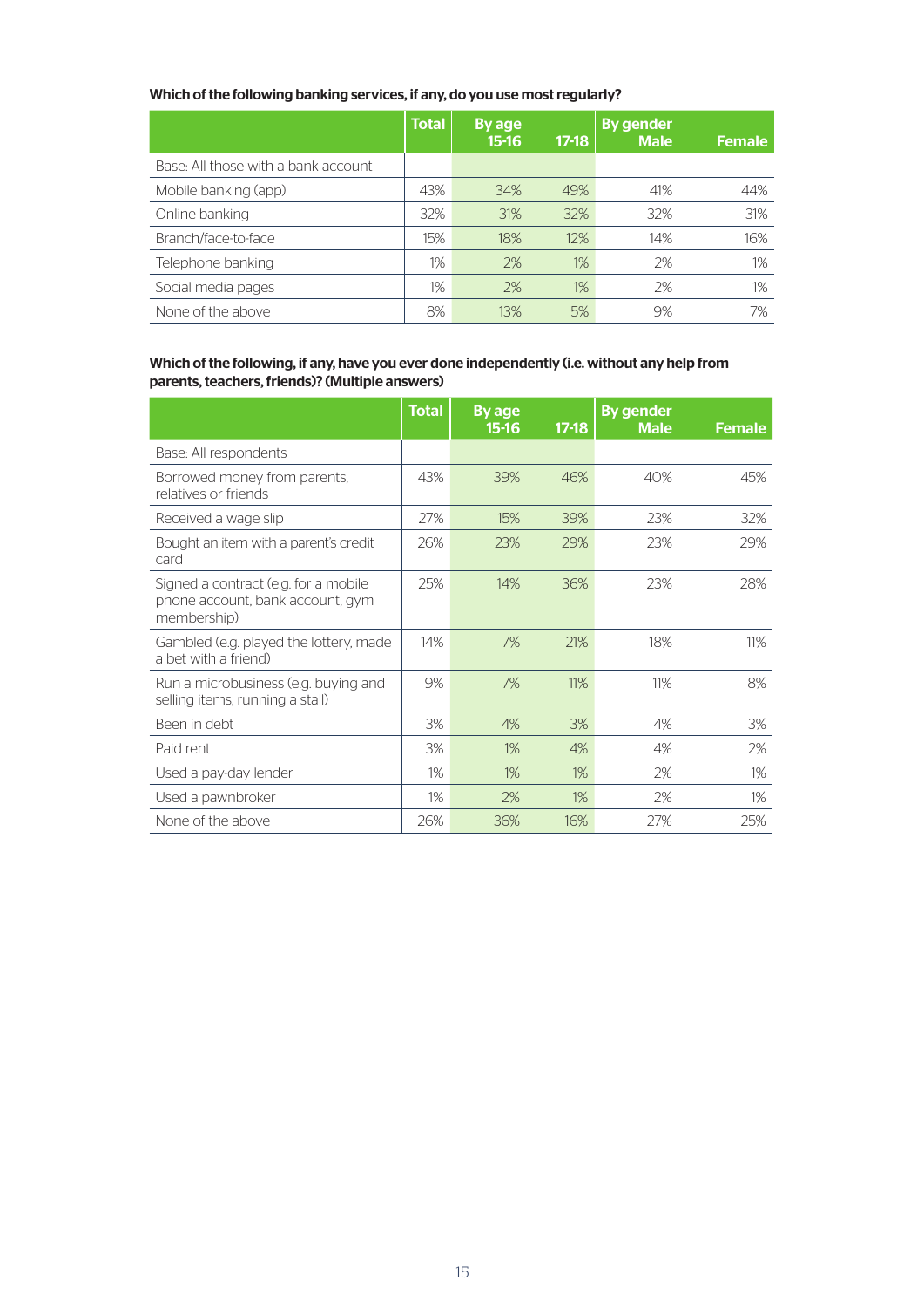**Which of the following banking services, if any, do you use most regularly?**

| | Total | By age 15-16 | 17-18 | By gender Male | Female |
|---|---|---|---|---|---|
| Base: All those with a bank account | | | | | |
| Mobile banking (app) | 43% | 34% | 49% | 41% | 44% |
| Online banking | 32% | 31% | 32% | 32% | 31% |
| Branch/face-to-face | 15% | 18% | 12% | 14% | 16% |
| Telephone banking | 1% | 2% | 1% | 2% | 1% |
| Social media pages | 1% | 2% | 1% | 2% | 1% |
| None of the above | 8% | 13% | 5% | 9% | 7% |

**Which of the following, if any, have you ever done independently (i.e. without any help from parents, teachers, friends)? (Multiple answers)**

| | Total | By age 15-16 | 17-18 | By gender Male | Female |
|---|---|---|---|---|---|
| Base: All respondents | | | | | |
| Borrowed money from parents, relatives or friends | 43% | 39% | 46% | 40% | 45% |
| Received a wage slip | 27% | 15% | 39% | 23% | 32% |
| Bought an item with a parent's credit card | 26% | 23% | 29% | 23% | 29% |
| Signed a contract (e.g. for a mobile phone account, bank account, gym membership) | 25% | 14% | 36% | 23% | 28% |
| Gambled (e.g. played the lottery, made a bet with a friend) | 14% | 7% | 21% | 18% | 11% |
| Run a microbusiness (e.g. buying and selling items, running a stall) | 9% | 7% | 11% | 11% | 8% |
| Been in debt | 3% | 4% | 3% | 4% | 3% |
| Paid rent | 3% | 1% | 4% | 4% | 2% |
| Used a pay-day lender | 1% | 1% | 1% | 2% | 1% |
| Used a pawnbroker | 1% | 2% | 1% | 2% | 1% |
| None of the above | 26% | 36% | 16% | 27% | 25% |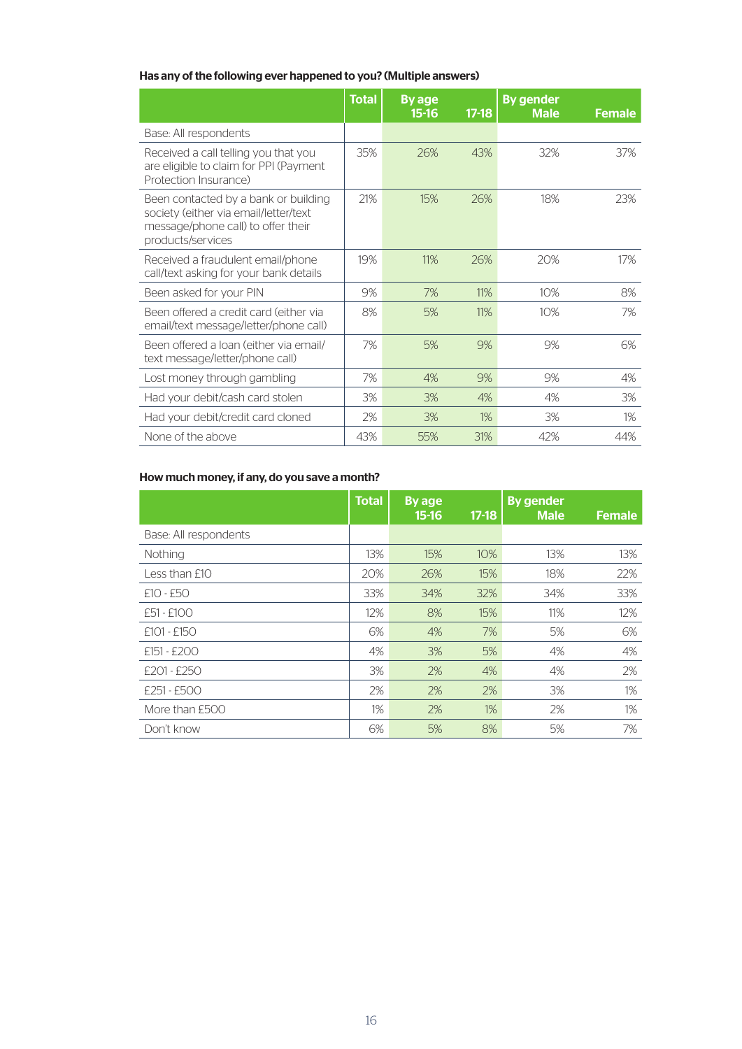**Has any of the following ever happened to you? (Multiple answers)**

| | Total | By age 15-16 | 17-18 | By gender Male | Female |
|---|---|---|---|---|---|
| Base: All respondents | | | | | |
| Received a call telling you that you are eligible to claim for PPI (Payment Protection Insurance) | 35% | 26% | 43% | 32% | 37% |
| Been contacted by a bank or building society (either via email/letter/text message/phone call) to offer their products/services | 21% | 15% | 26% | 18% | 23% |
| Received a fraudulent email/phone call/text asking for your bank details | 19% | 11% | 26% | 20% | 17% |
| Been asked for your PIN | 9% | 7% | 11% | 10% | 8% |
| Been offered a credit card (either via email/text message/letter/phone call) | 8% | 5% | 11% | 10% | 7% |
| Been offered a loan (either via email/text message/letter/phone call) | 7% | 5% | 9% | 9% | 6% |
| Lost money through gambling | 7% | 4% | 9% | 9% | 4% |
| Had your debit/cash card stolen | 3% | 3% | 4% | 4% | 3% |
| Had your debit/credit card cloned | 2% | 3% | 1% | 3% | 1% |
| None of the above | 43% | 55% | 31% | 42% | 44% |

**How much money, if any, do you save a month?**

| | Total | By age 15-16 | 17-18 | By gender Male | Female |
|---|---|---|---|---|---|
| Base: All respondents | | | | | |
| Nothing | 13% | 15% | 10% | 13% | 13% |
| Less than £10 | 20% | 26% | 15% | 18% | 22% |
| £10 - £50 | 33% | 34% | 32% | 34% | 33% |
| £51 - £100 | 12% | 8% | 15% | 11% | 12% |
| £101 - £150 | 6% | 4% | 7% | 5% | 6% |
| £151 - £200 | 4% | 3% | 5% | 4% | 4% |
| £201 - £250 | 3% | 2% | 4% | 4% | 2% |
| £251 - £500 | 2% | 2% | 2% | 3% | 1% |
| More than £500 | 1% | 2% | 1% | 2% | 1% |
| Don't know | 6% | 5% | 8% | 5% | 7% |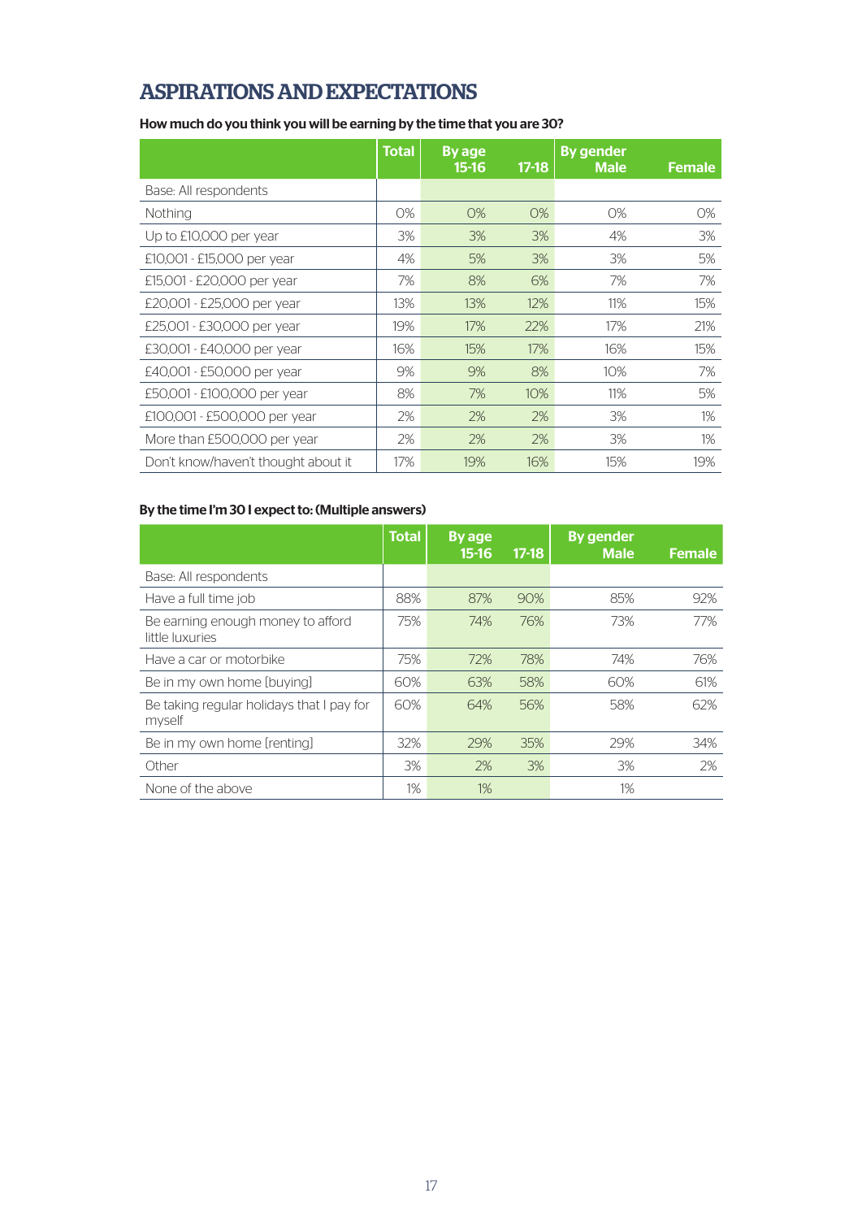# ASPIRATIONS AND EXPECTATIONS

**How much do you think you will be earning by the time that you are 30?**

| | Total | By age 15-16 | 17-18 | By gender Male | Female |
|---|---|---|---|---|---|
| Base: All respondents | | | | | |
| Nothing | 0% | 0% | 0% | 0% | 0% |
| Up to £10,000 per year | 3% | 3% | 3% | 4% | 3% |
| £10,001 - £15,000 per year | 4% | 5% | 3% | 3% | 5% |
| £15,001 - £20,000 per year | 7% | 8% | 6% | 7% | 7% |
| £20,001 - £25,000 per year | 13% | 13% | 12% | 11% | 15% |
| £25,001 - £30,000 per year | 19% | 17% | 22% | 17% | 21% |
| £30,001 - £40,000 per year | 16% | 15% | 17% | 16% | 15% |
| £40,001 - £50,000 per year | 9% | 9% | 8% | 10% | 7% |
| £50,001 - £100,000 per year | 8% | 7% | 10% | 11% | 5% |
| £100,001 - £500,000 per year | 2% | 2% | 2% | 3% | 1% |
| More than £500,000 per year | 2% | 2% | 2% | 3% | 1% |
| Don't know/haven't thought about it | 17% | 19% | 16% | 15% | 19% |

**By the time I'm 30 I expect to: (Multiple answers)**

| | Total | By age 15-16 | 17-18 | By gender Male | Female |
|---|---|---|---|---|---|
| Base: All respondents | | | | | |
| Have a full time job | 88% | 87% | 90% | 85% | 92% |
| Be earning enough money to afford little luxuries | 75% | 74% | 76% | 73% | 77% |
| Have a car or motorbike | 75% | 72% | 78% | 74% | 76% |
| Be in my own home [buying] | 60% | 63% | 58% | 60% | 61% |
| Be taking regular holidays that I pay for myself | 60% | 64% | 56% | 58% | 62% |
| Be in my own home [renting] | 32% | 29% | 35% | 29% | 34% |
| Other | 3% | 2% | 3% | 3% | 2% |
| None of the above | 1% | 1% | | 1% | |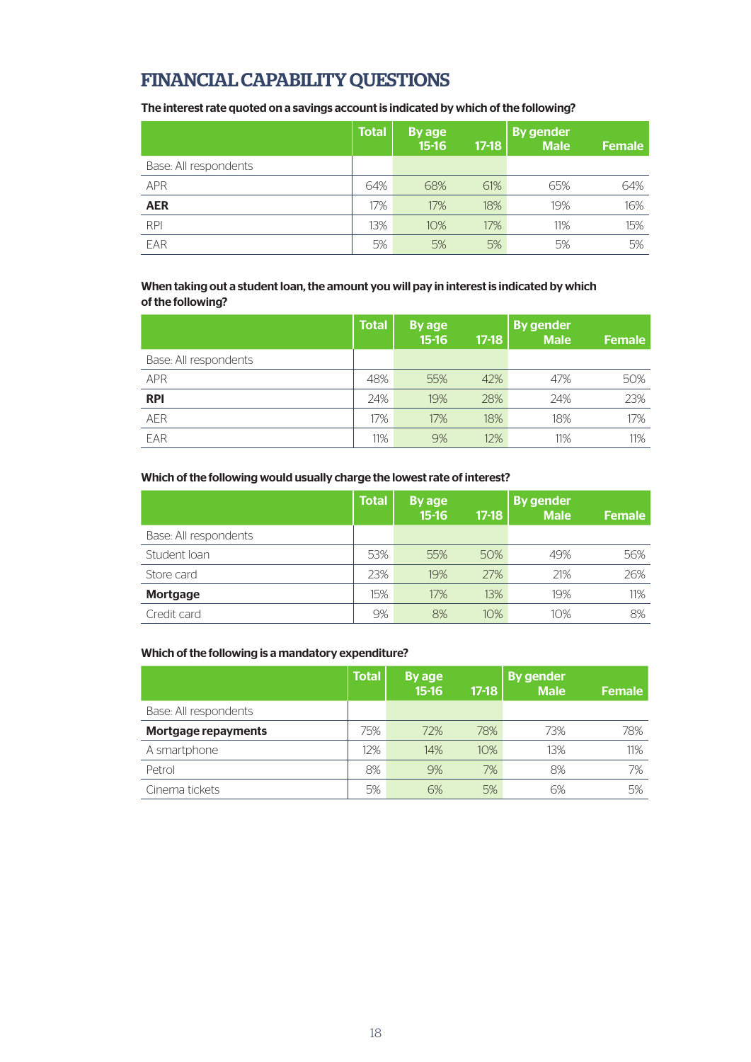## FINANCIAL CAPABILITY QUESTIONS

**The interest rate quoted on a savings account is indicated by which of the following?**

| | Total | By age 15-16 | 17-18 | By gender Male | Female |
|---|---|---|---|---|---|
| Base: All respondents | | | | | |
| APR | 64% | 68% | 61% | 65% | 64% |
| **AER** | 17% | 17% | 18% | 19% | 16% |
| RPI | 13% | 10% | 17% | 11% | 15% |
| EAR | 5% | 5% | 5% | 5% | 5% |

**When taking out a student loan, the amount you will pay in interest is indicated by which of the following?**

| | Total | By age 15-16 | 17-18 | By gender Male | Female |
|---|---|---|---|---|---|
| Base: All respondents | | | | | |
| APR | 48% | 55% | 42% | 47% | 50% |
| **RPI** | 24% | 19% | 28% | 24% | 23% |
| AER | 17% | 17% | 18% | 18% | 17% |
| EAR | 11% | 9% | 12% | 11% | 11% |

**Which of the following would usually charge the lowest rate of interest?**

| | Total | By age 15-16 | 17-18 | By gender Male | Female |
|---|---|---|---|---|---|
| Base: All respondents | | | | | |
| Student loan | 53% | 55% | 50% | 49% | 56% |
| Store card | 23% | 19% | 27% | 21% | 26% |
| **Mortgage** | 15% | 17% | 13% | 19% | 11% |
| Credit card | 9% | 8% | 10% | 10% | 8% |

**Which of the following is a mandatory expenditure?**

| | Total | By age 15-16 | 17-18 | By gender Male | Female |
|---|---|---|---|---|---|
| Base: All respondents | | | | | |
| **Mortgage repayments** | 75% | 72% | 78% | 73% | 78% |
| A smartphone | 12% | 14% | 10% | 13% | 11% |
| Petrol | 8% | 9% | 7% | 8% | 7% |
| Cinema tickets | 5% | 6% | 5% | 6% | 5% |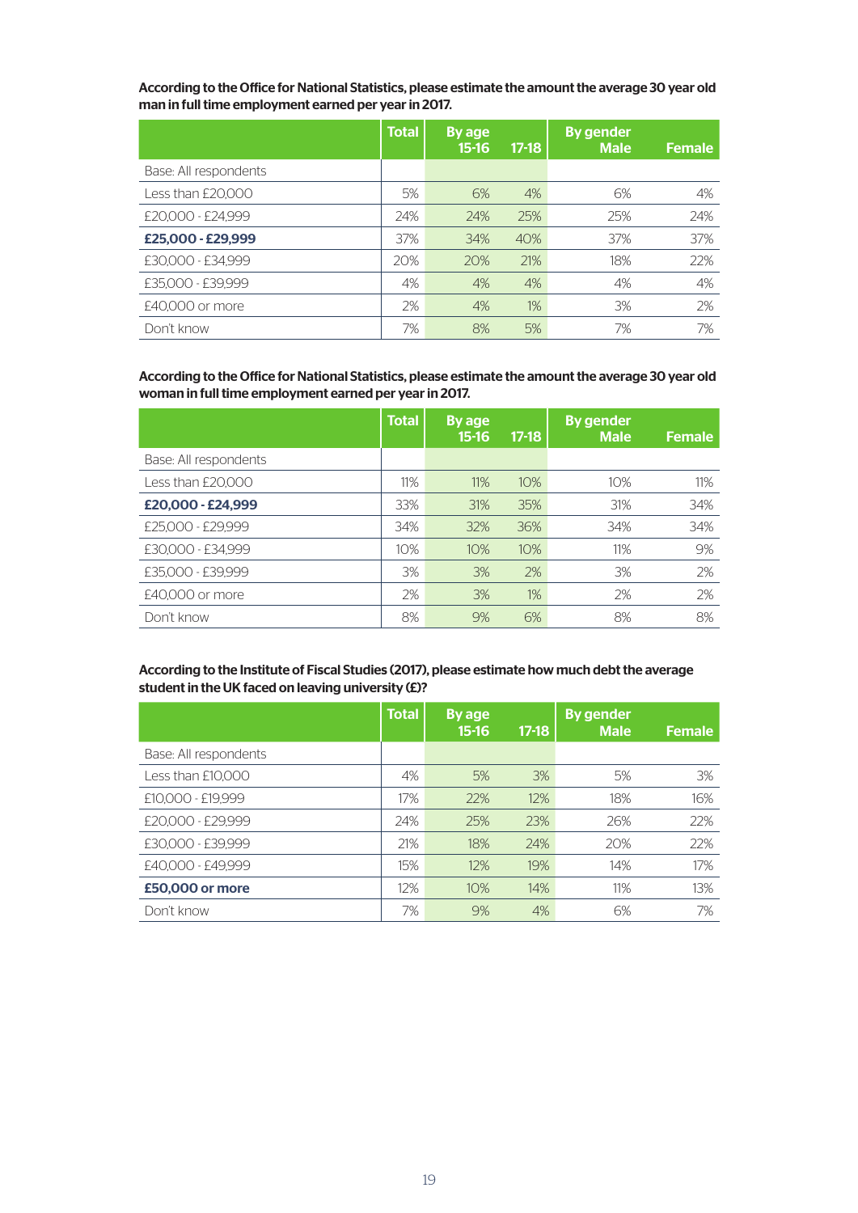**According to the Office for National Statistics, please estimate the amount the average 30 year old man in full time employment earned per year in 2017.**

| | Total | By age 15-16 | 17-18 | By gender Male | Female |
|---|---|---|---|---|---|
| Base: All respondents | | | | | |
| Less than £20,000 | 5% | 6% | 4% | 6% | 4% |
| £20,000 - £24,999 | 24% | 24% | 25% | 25% | 24% |
| **£25,000 - £29,999** | 37% | 34% | 40% | 37% | 37% |
| £30,000 - £34,999 | 20% | 20% | 21% | 18% | 22% |
| £35,000 - £39,999 | 4% | 4% | 4% | 4% | 4% |
| £40,000 or more | 2% | 4% | 1% | 3% | 2% |
| Don't know | 7% | 8% | 5% | 7% | 7% |

**According to the Office for National Statistics, please estimate the amount the average 30 year old woman in full time employment earned per year in 2017.**

| | Total | By age 15-16 | 17-18 | By gender Male | Female |
|---|---|---|---|---|---|
| Base: All respondents | | | | | |
| Less than £20,000 | 11% | 11% | 10% | 10% | 11% |
| **£20,000 - £24,999** | 33% | 31% | 35% | 31% | 34% |
| £25,000 - £29,999 | 34% | 32% | 36% | 34% | 34% |
| £30,000 - £34,999 | 10% | 10% | 10% | 11% | 9% |
| £35,000 - £39,999 | 3% | 3% | 2% | 3% | 2% |
| £40,000 or more | 2% | 3% | 1% | 2% | 2% |
| Don't know | 8% | 9% | 6% | 8% | 8% |

**According to the Institute of Fiscal Studies (2017), please estimate how much debt the average student in the UK faced on leaving university (£)?**

| | Total | By age 15-16 | 17-18 | By gender Male | Female |
|---|---|---|---|---|---|
| Base: All respondents | | | | | |
| Less than £10,000 | 4% | 5% | 3% | 5% | 3% |
| £10,000 - £19,999 | 17% | 22% | 12% | 18% | 16% |
| £20,000 - £29,999 | 24% | 25% | 23% | 26% | 22% |
| £30,000 - £39,999 | 21% | 18% | 24% | 20% | 22% |
| £40,000 - £49,999 | 15% | 12% | 19% | 14% | 17% |
| **£50,000 or more** | 12% | 10% | 14% | 11% | 13% |
| Don't know | 7% | 9% | 4% | 6% | 7% |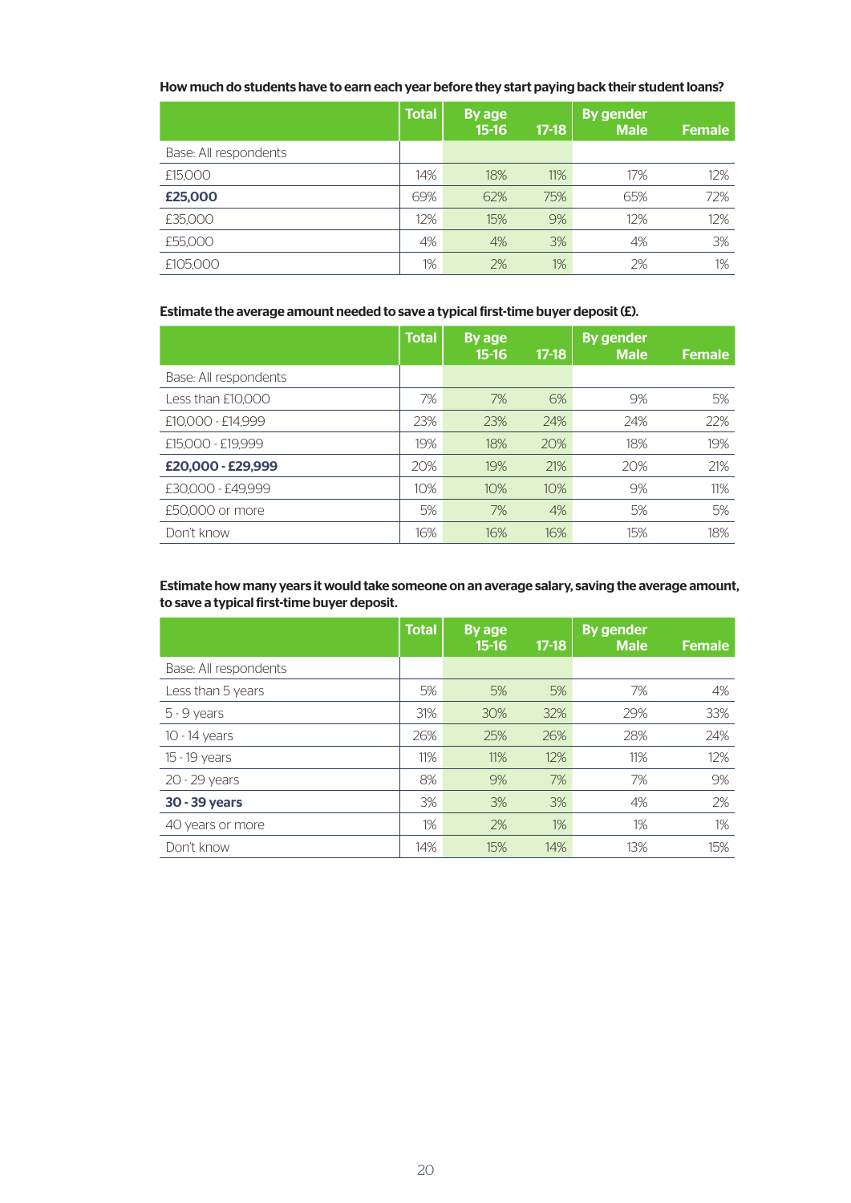**How much do students have to earn each year before they start paying back their student loans?**

| | Total | By age 15-16 | 17-18 | By gender Male | Female |
|---|---|---|---|---|---|
| Base: All respondents | | | | | |
| £15,000 | 14% | 18% | 11% | 17% | 12% |
| **£25,000** | 69% | 62% | 75% | 65% | 72% |
| £35,000 | 12% | 15% | 9% | 12% | 12% |
| £55,000 | 4% | 4% | 3% | 4% | 3% |
| £105,000 | 1% | 2% | 1% | 2% | 1% |

**Estimate the average amount needed to save a typical first-time buyer deposit (£).**

| | Total | By age 15-16 | 17-18 | By gender Male | Female |
|---|---|---|---|---|---|
| Base: All respondents | | | | | |
| Less than £10,000 | 7% | 7% | 6% | 9% | 5% |
| £10,000 - £14,999 | 23% | 23% | 24% | 24% | 22% |
| £15,000 - £19,999 | 19% | 18% | 20% | 18% | 19% |
| **£20,000 - £29,999** | 20% | 19% | 21% | 20% | 21% |
| £30,000 - £49,999 | 10% | 10% | 10% | 9% | 11% |
| £50,000 or more | 5% | 7% | 4% | 5% | 5% |
| Don't know | 16% | 16% | 16% | 15% | 18% |

**Estimate how many years it would take someone on an average salary, saving the average amount, to save a typical first-time buyer deposit.**

| | Total | By age 15-16 | 17-18 | By gender Male | Female |
|---|---|---|---|---|---|
| Base: All respondents | | | | | |
| Less than 5 years | 5% | 5% | 5% | 7% | 4% |
| 5 - 9 years | 31% | 30% | 32% | 29% | 33% |
| 10 - 14 years | 26% | 25% | 26% | 28% | 24% |
| 15 - 19 years | 11% | 11% | 12% | 11% | 12% |
| 20 - 29 years | 8% | 9% | 7% | 7% | 9% |
| **30 - 39 years** | 3% | 3% | 3% | 4% | 2% |
| 40 years or more | 1% | 2% | 1% | 1% | 1% |
| Don't know | 14% | 15% | 14% | 13% | 15% |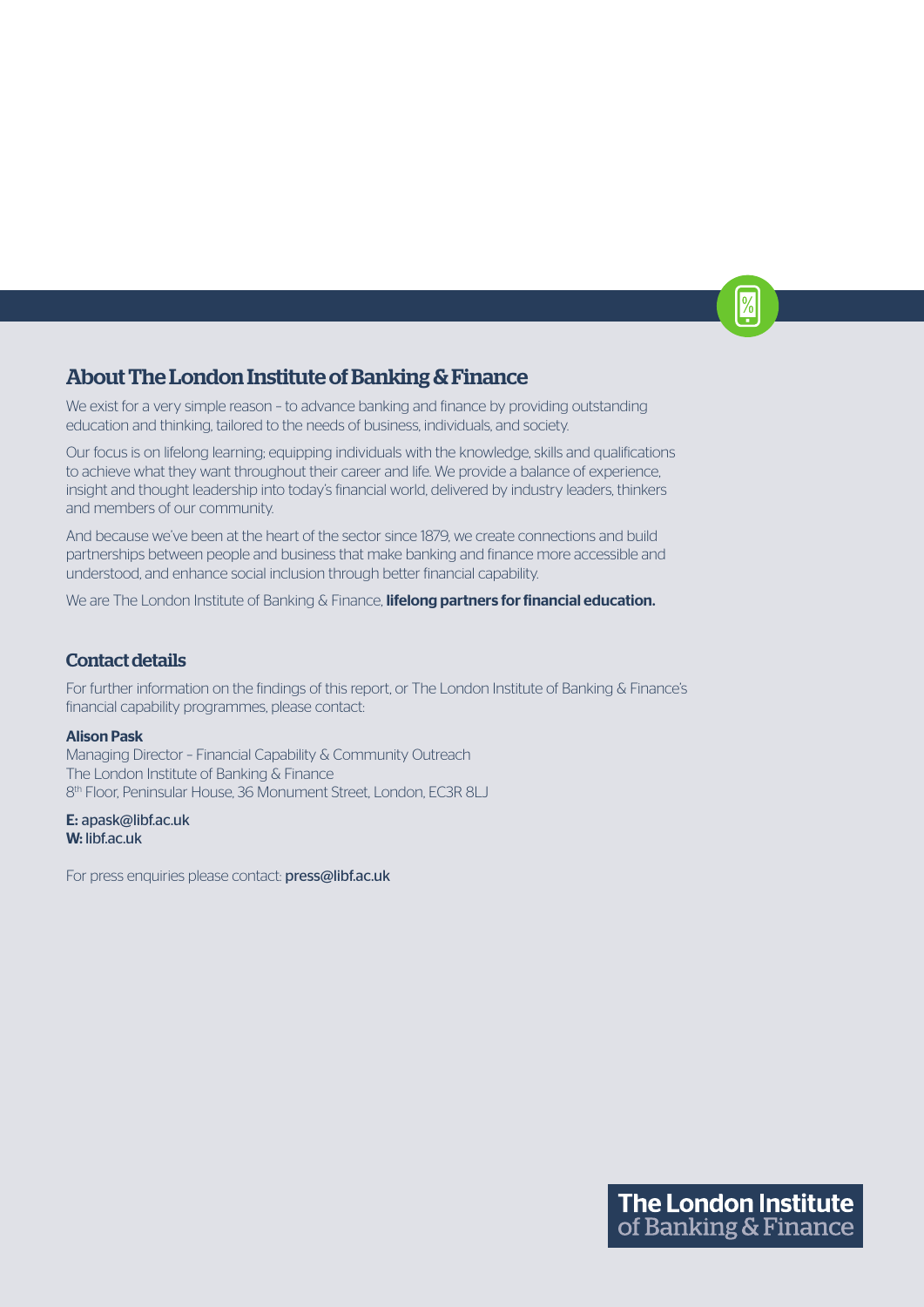## About The London Institute of Banking & Finance

We exist for a very simple reason – to advance banking and finance by providing outstanding education and thinking, tailored to the needs of business, individuals, and society.

Our focus is on lifelong learning; equipping individuals with the knowledge, skills and qualifications to achieve what they want throughout their career and life. We provide a balance of experience, insight and thought leadership into today's financial world, delivered by industry leaders, thinkers and members of our community.

And because we've been at the heart of the sector since 1879, we create connections and build partnerships between people and business that make banking and finance more accessible and understood, and enhance social inclusion through better financial capability.

We are The London Institute of Banking & Finance, **lifelong partners for financial education.**

## Contact details

For further information on the findings of this report, or The London Institute of Banking & Finance's financial capability programmes, please contact:

**Alison Pask**
Managing Director – Financial Capability & Community Outreach
The London Institute of Banking & Finance
8th Floor, Peninsular House, 36 Monument Street, London, EC3R 8LJ

**E:** apask@libf.ac.uk
**W:** libf.ac.uk

For press enquiries please contact: press@libf.ac.uk

The London Institute of Banking & Finance